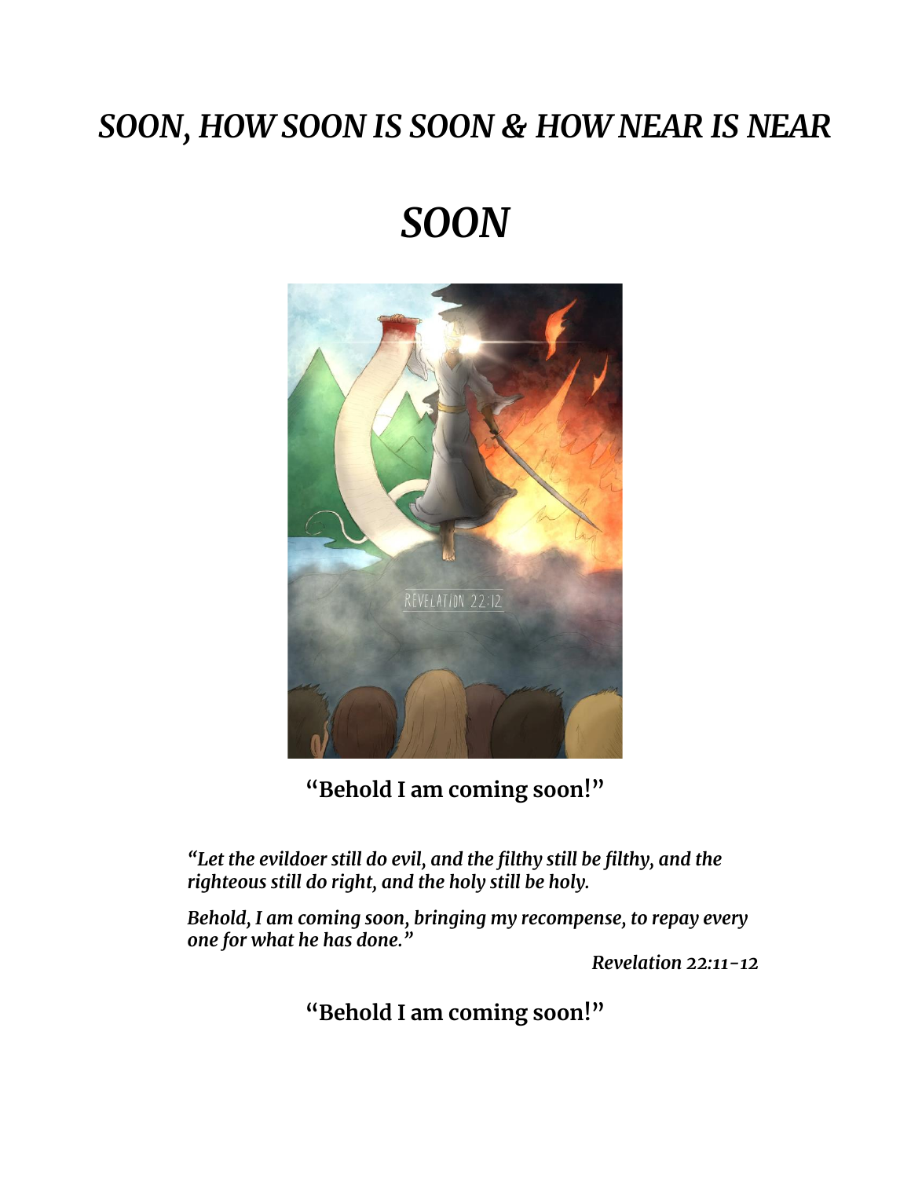# *SOON, HOW SOON IS SOON & HOW NEAR IS NEAR*

# *SOON*

**"Behold I am coming soon!"**

***"Let the evildoer still do evil, and the filthy still be filthy, and the righteous still do right, and the holy still be holy.***

***Behold, I am coming soon, bringing my recompense, to repay every one for what he has done."***

***Revelation 22:11-12***

**"Behold I am coming soon!"**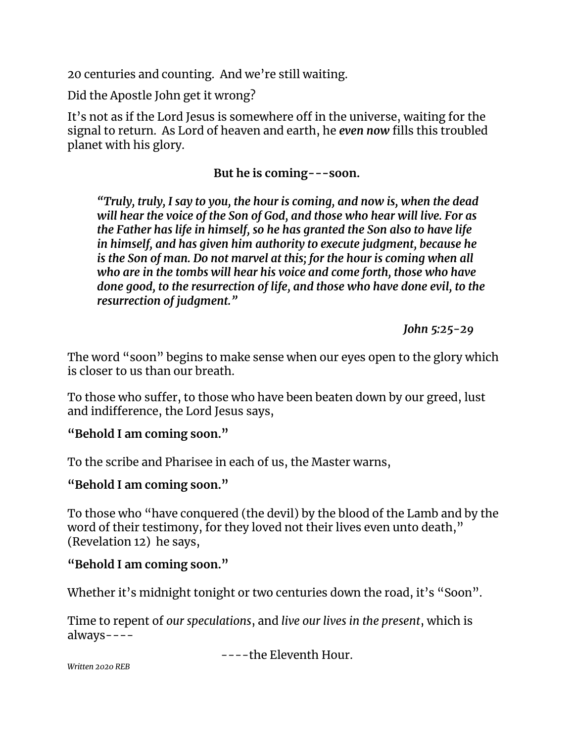20 centuries and counting. And we're still waiting.

Did the Apostle John get it wrong?

It's not as if the Lord Jesus is somewhere off in the universe, waiting for the signal to return. As Lord of heaven and earth, he ***even now*** fills this troubled planet with his glory.

**But he is coming---soon.**

> ***"Truly, truly, I say to you, the hour is coming, and now is, when the dead will hear the voice of the Son of God, and those who hear will live. For as the Father has life in himself, so he has granted the Son also to have life in himself, and has given him authority to execute judgment, because he is the Son of man. Do not marvel at this; for the hour is coming when all who are in the tombs will hear his voice and come forth, those who have done good, to the resurrection of life, and those who have done evil, to the resurrection of judgment."***
>
> ***John 5:25-29***

The word "soon" begins to make sense when our eyes open to the glory which is closer to us than our breath.

To those who suffer, to those who have been beaten down by our greed, lust and indifference, the Lord Jesus says,

**"Behold I am coming soon."**

To the scribe and Pharisee in each of us, the Master warns,

**"Behold I am coming soon."**

To those who "have conquered (the devil) by the blood of the Lamb and by the word of their testimony, for they loved not their lives even unto death," (Revelation 12) he says,

**"Behold I am coming soon."**

Whether it's midnight tonight or two centuries down the road, it's "Soon".

Time to repent of *our speculations*, and *live our lives in the present*, which is always----

----the Eleventh Hour.

*Written 2020 REB*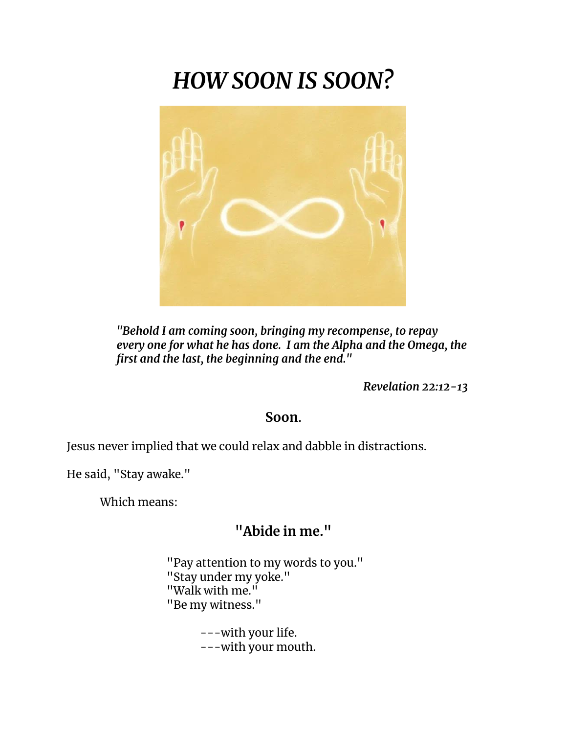# *HOW SOON IS SOON?*

> *"Behold I am coming soon, bringing my recompense, to repay every one for what he has done. I am the Alpha and the Omega, the first and the last, the beginning and the end."*
>
> *Revelation 22:12-13*

**Soon.**

Jesus never implied that we could relax and dabble in distractions.

He said, "Stay awake."

Which means:

## "Abide in me."

"Pay attention to my words to you."
"Stay under my yoke."
"Walk with me."
"Be my witness."

---with your life.
---with your mouth.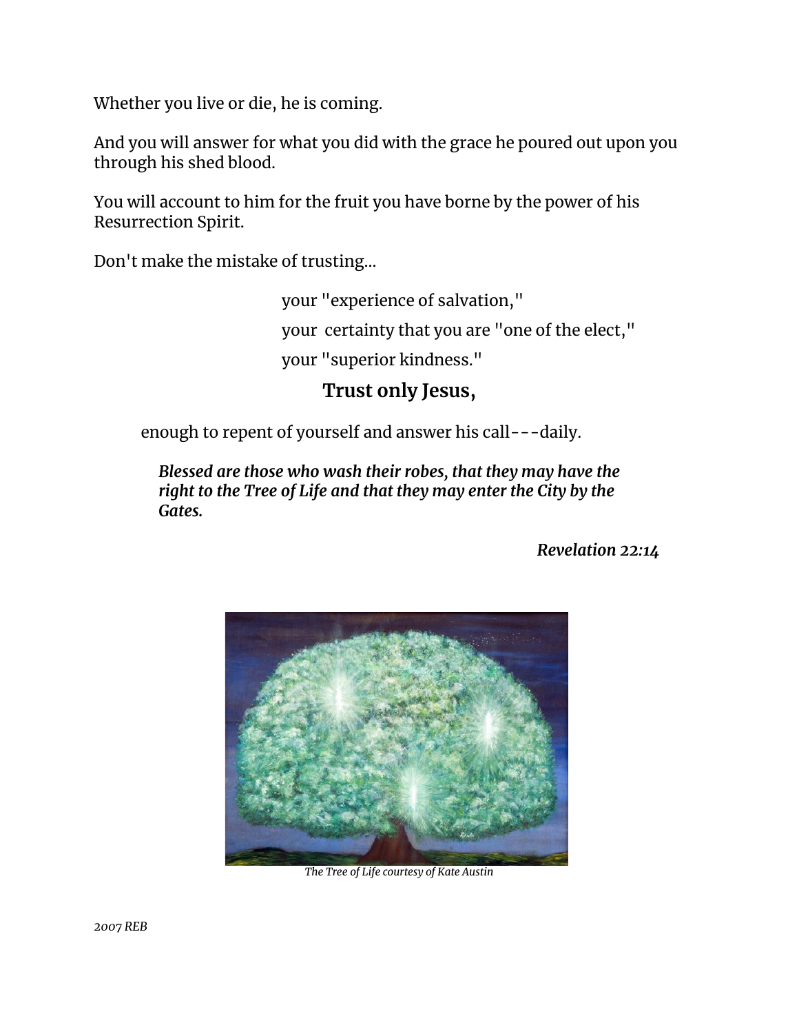Whether you live or die, he is coming.

And you will answer for what you did with the grace he poured out upon you through his shed blood.

You will account to him for the fruit you have borne by the power of his Resurrection Spirit.

Don't make the mistake of trusting...

your "experience of salvation,"

your certainty that you are "one of the elect,"

your "superior kindness."

**Trust only Jesus,**

enough to repent of yourself and answer his call---daily.

> ***Blessed are those who wash their robes, that they may have the right to the Tree of Life and that they may enter the City by the Gates.***
>
> ***Revelation 22:14***

*The Tree of Life courtesy of Kate Austin*

*2007 REB*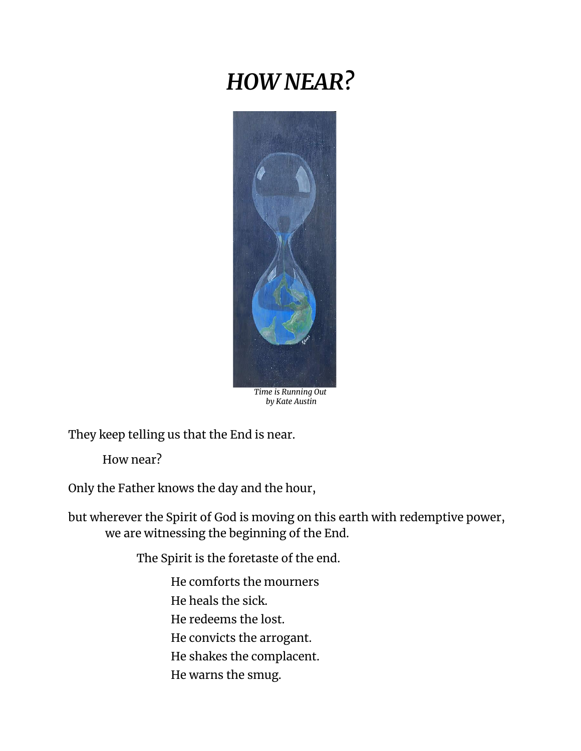# *HOW NEAR?*

*Time is Running Out*
*by Kate Austin*

They keep telling us that the End is near.

How near?

Only the Father knows the day and the hour,

but wherever the Spirit of God is moving on this earth with redemptive power,
we are witnessing the beginning of the End.

The Spirit is the foretaste of the end.

He comforts the mourners
He heals the sick.
He redeems the lost.
He convicts the arrogant.
He shakes the complacent.
He warns the smug.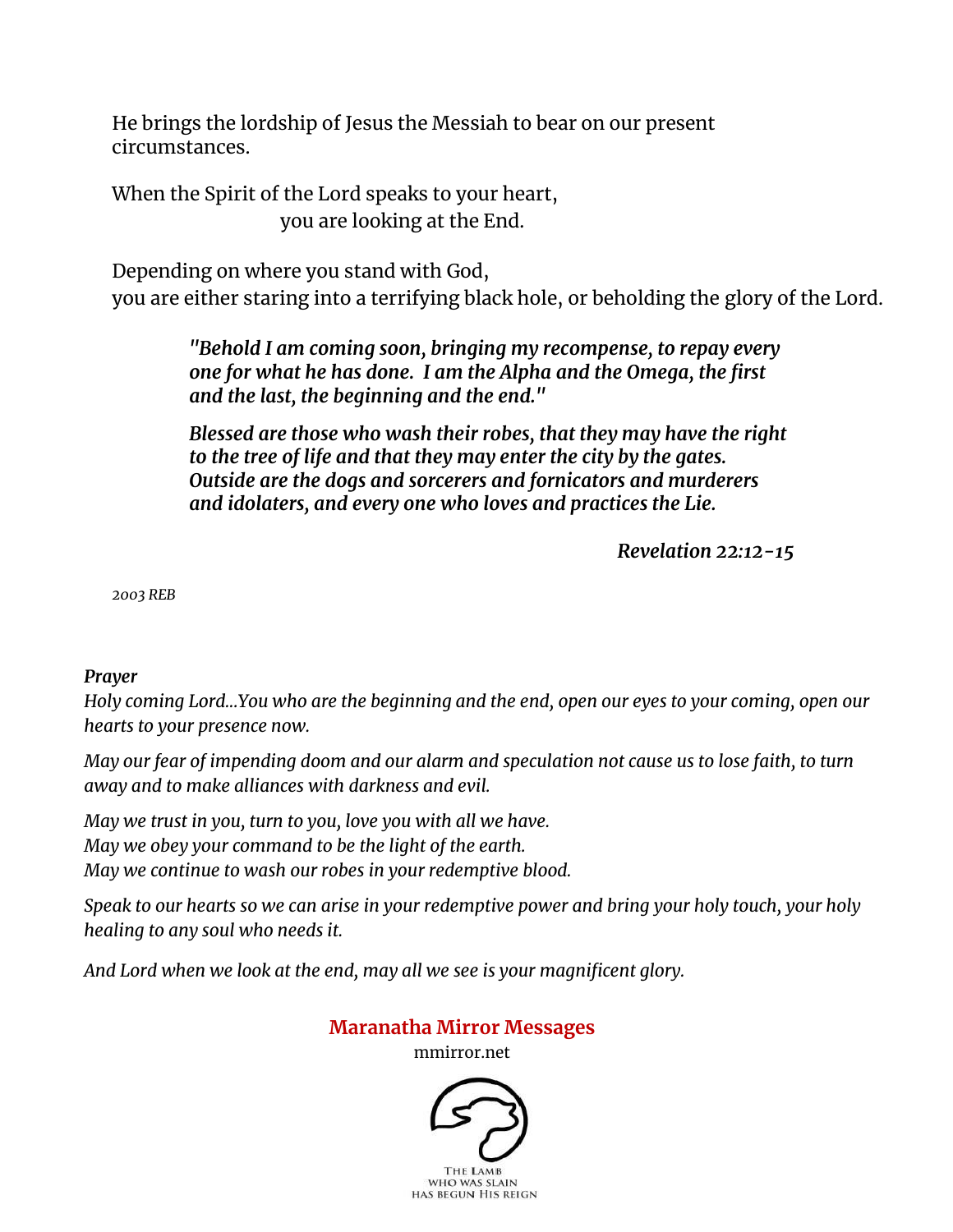He brings the lordship of Jesus the Messiah to bear on our present circumstances.

When the Spirit of the Lord speaks to your heart,
you are looking at the End.

Depending on where you stand with God,
you are either staring into a terrifying black hole, or beholding the glory of the Lord.

> ***"Behold I am coming soon, bringing my recompense, to repay every one for what he has done. I am the Alpha and the Omega, the first and the last, the beginning and the end."***
>
> ***Blessed are those who wash their robes, that they may have the right to the tree of life and that they may enter the city by the gates. Outside are the dogs and sorcerers and fornicators and murderers and idolaters, and every one who loves and practices the Lie.***
>
> ***Revelation 22:12-15***

*2003 REB*

***Prayer***

*Holy coming Lord...You who are the beginning and the end, open our eyes to your coming, open our hearts to your presence now.*

*May our fear of impending doom and our alarm and speculation not cause us to lose faith, to turn away and to make alliances with darkness and evil.*

*May we trust in you, turn to you, love you with all we have.*
*May we obey your command to be the light of the earth.*
*May we continue to wash our robes in your redemptive blood.*

*Speak to our hearts so we can arise in your redemptive power and bring your holy touch, your holy healing to any soul who needs it.*

*And Lord when we look at the end, may all we see is your magnificent glory.*

**Maranatha Mirror Messages**

mmirror.net

THE LAMB
WHO WAS SLAIN
HAS BEGUN HIS REIGN